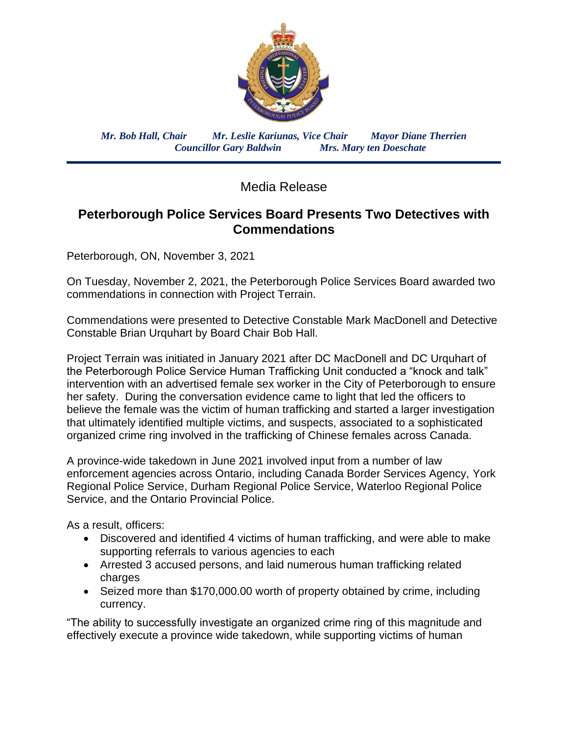*Mr. Bob Hall, Chair* *Mr. Leslie Kariunas, Vice Chair* *Mayor Diane Therrien*
*Councillor Gary Baldwin* *Mrs. Mary ten Doeschate*

Media Release

## Peterborough Police Services Board Presents Two Detectives with Commendations

Peterborough, ON, November 3, 2021

On Tuesday, November 2, 2021, the Peterborough Police Services Board awarded two commendations in connection with Project Terrain.

Commendations were presented to Detective Constable Mark MacDonell and Detective Constable Brian Urquhart by Board Chair Bob Hall.

Project Terrain was initiated in January 2021 after DC MacDonell and DC Urquhart of the Peterborough Police Service Human Trafficking Unit conducted a "knock and talk" intervention with an advertised female sex worker in the City of Peterborough to ensure her safety. During the conversation evidence came to light that led the officers to believe the female was the victim of human trafficking and started a larger investigation that ultimately identified multiple victims, and suspects, associated to a sophisticated organized crime ring involved in the trafficking of Chinese females across Canada.

A province-wide takedown in June 2021 involved input from a number of law enforcement agencies across Ontario, including Canada Border Services Agency, York Regional Police Service, Durham Regional Police Service, Waterloo Regional Police Service, and the Ontario Provincial Police.

As a result, officers:

- Discovered and identified 4 victims of human trafficking, and were able to make supporting referrals to various agencies to each
- Arrested 3 accused persons, and laid numerous human trafficking related charges
- Seized more than $170,000.00 worth of property obtained by crime, including currency.

"The ability to successfully investigate an organized crime ring of this magnitude and effectively execute a province wide takedown, while supporting victims of human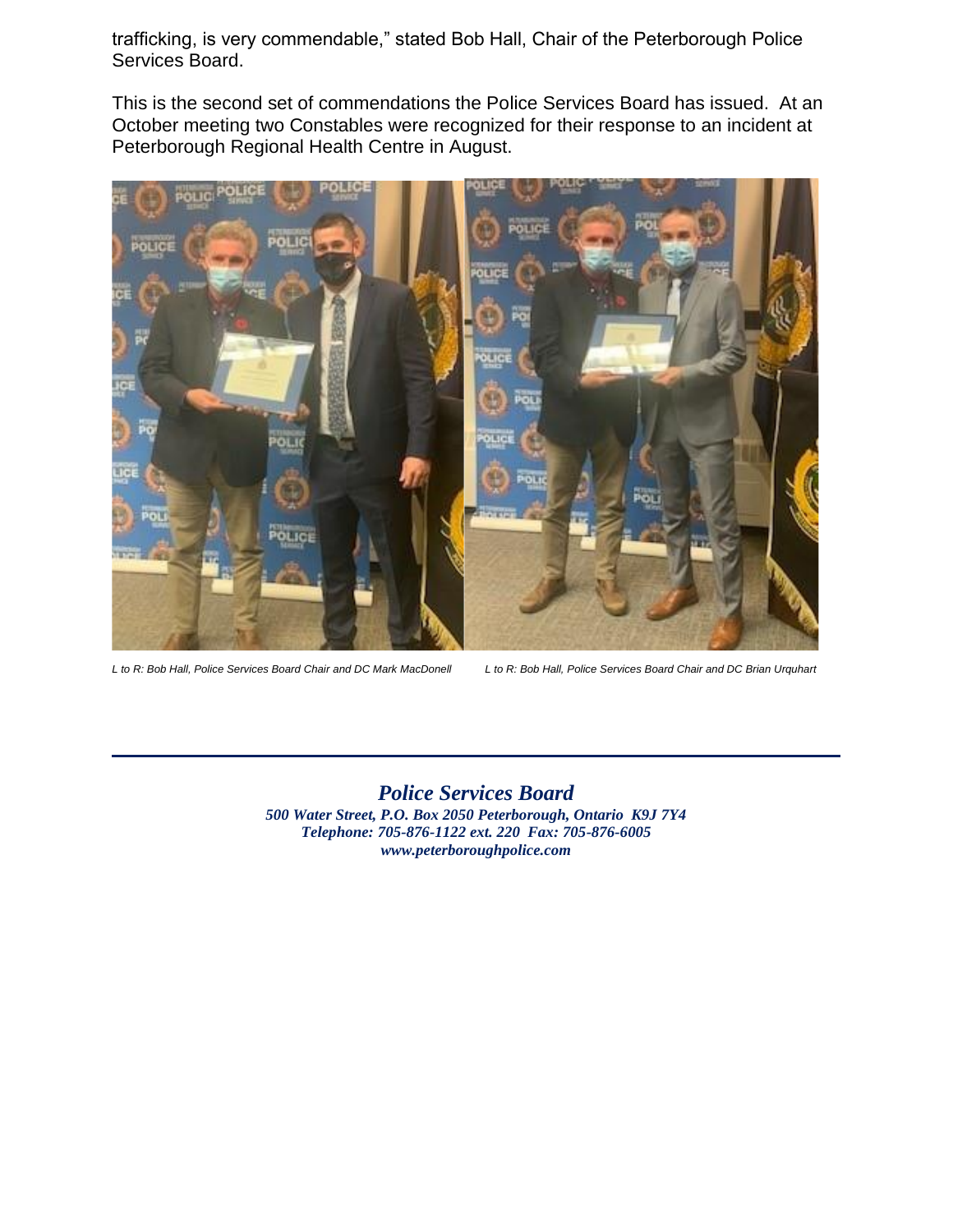trafficking, is very commendable," stated Bob Hall, Chair of the Peterborough Police Services Board.

This is the second set of commendations the Police Services Board has issued. At an October meeting two Constables were recognized for their response to an incident at Peterborough Regional Health Centre in August.

*L to R: Bob Hall, Police Services Board Chair and DC Mark MacDonell*

*L to R: Bob Hall, Police Services Board Chair and DC Brian Urquhart*

***Police Services Board***

***500 Water Street, P.O. Box 2050 Peterborough, Ontario K9J 7Y4***
***Telephone: 705-876-1122 ext. 220 Fax: 705-876-6005***
***www.peterboroughpolice.com***